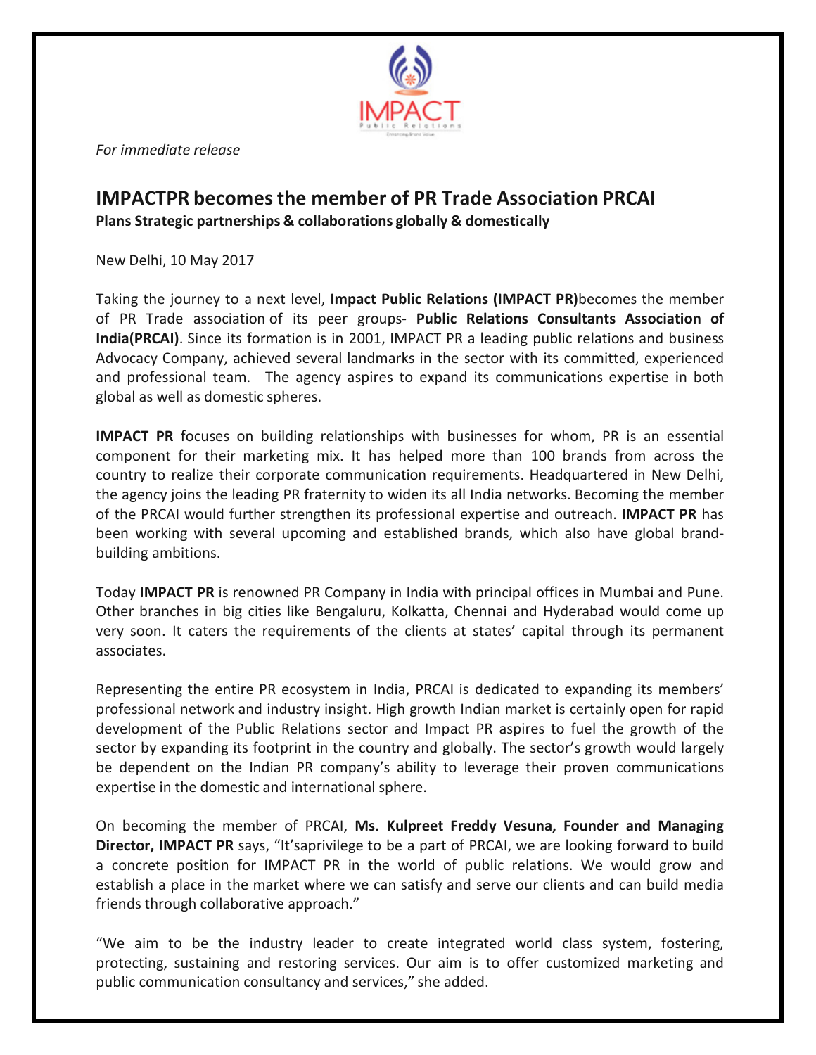*For immediate release*

# IMPACTPR becomes the member of PR Trade Association PRCAI

**Plans Strategic partnerships & collaborations globally & domestically**

New Delhi, 10 May 2017

Taking the journey to a next level, **Impact Public Relations (IMPACT PR)**becomes the member of PR Trade association of its peer groups- **Public Relations Consultants Association of India(PRCAI)**. Since its formation is in 2001, IMPACT PR a leading public relations and business Advocacy Company, achieved several landmarks in the sector with its committed, experienced and professional team. The agency aspires to expand its communications expertise in both global as well as domestic spheres.

**IMPACT PR** focuses on building relationships with businesses for whom, PR is an essential component for their marketing mix. It has helped more than 100 brands from across the country to realize their corporate communication requirements. Headquartered in New Delhi, the agency joins the leading PR fraternity to widen its all India networks. Becoming the member of the PRCAI would further strengthen its professional expertise and outreach. **IMPACT PR** has been working with several upcoming and established brands, which also have global brand-building ambitions.

Today **IMPACT PR** is renowned PR Company in India with principal offices in Mumbai and Pune. Other branches in big cities like Bengaluru, Kolkatta, Chennai and Hyderabad would come up very soon. It caters the requirements of the clients at states' capital through its permanent associates.

Representing the entire PR ecosystem in India, PRCAI is dedicated to expanding its members' professional network and industry insight. High growth Indian market is certainly open for rapid development of the Public Relations sector and Impact PR aspires to fuel the growth of the sector by expanding its footprint in the country and globally. The sector's growth would largely be dependent on the Indian PR company's ability to leverage their proven communications expertise in the domestic and international sphere.

On becoming the member of PRCAI, **Ms. Kulpreet Freddy Vesuna, Founder and Managing Director, IMPACT PR** says, "It'saprivilege to be a part of PRCAI, we are looking forward to build a concrete position for IMPACT PR in the world of public relations. We would grow and establish a place in the market where we can satisfy and serve our clients and can build media friends through collaborative approach."

"We aim to be the industry leader to create integrated world class system, fostering, protecting, sustaining and restoring services. Our aim is to offer customized marketing and public communication consultancy and services," she added.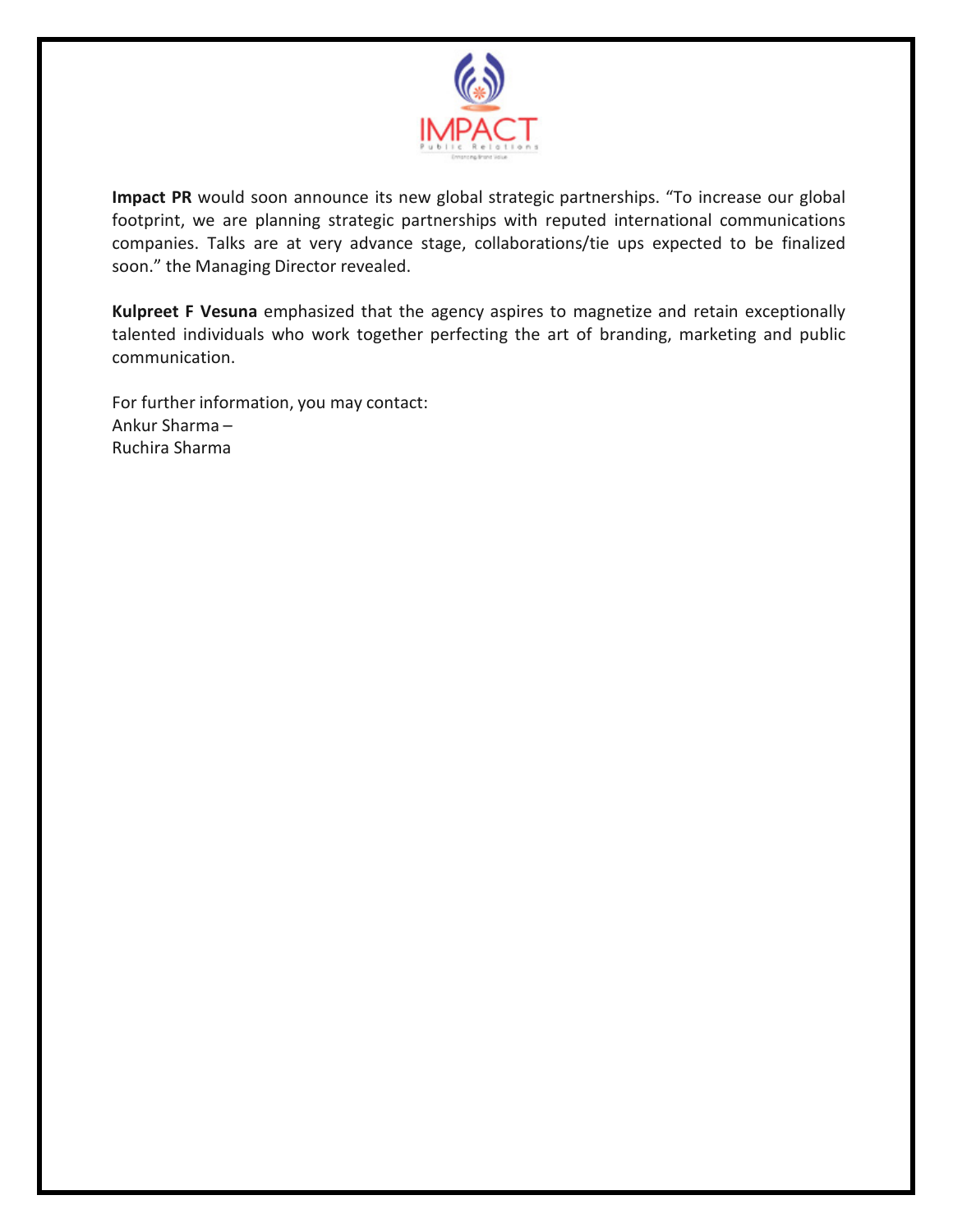**Impact PR** would soon announce its new global strategic partnerships. "To increase our global footprint, we are planning strategic partnerships with reputed international communications companies. Talks are at very advance stage, collaborations/tie ups expected to be finalized soon." the Managing Director revealed.

**Kulpreet F Vesuna** emphasized that the agency aspires to magnetize and retain exceptionally talented individuals who work together perfecting the art of branding, marketing and public communication.

For further information, you may contact:
Ankur Sharma –
Ruchira Sharma